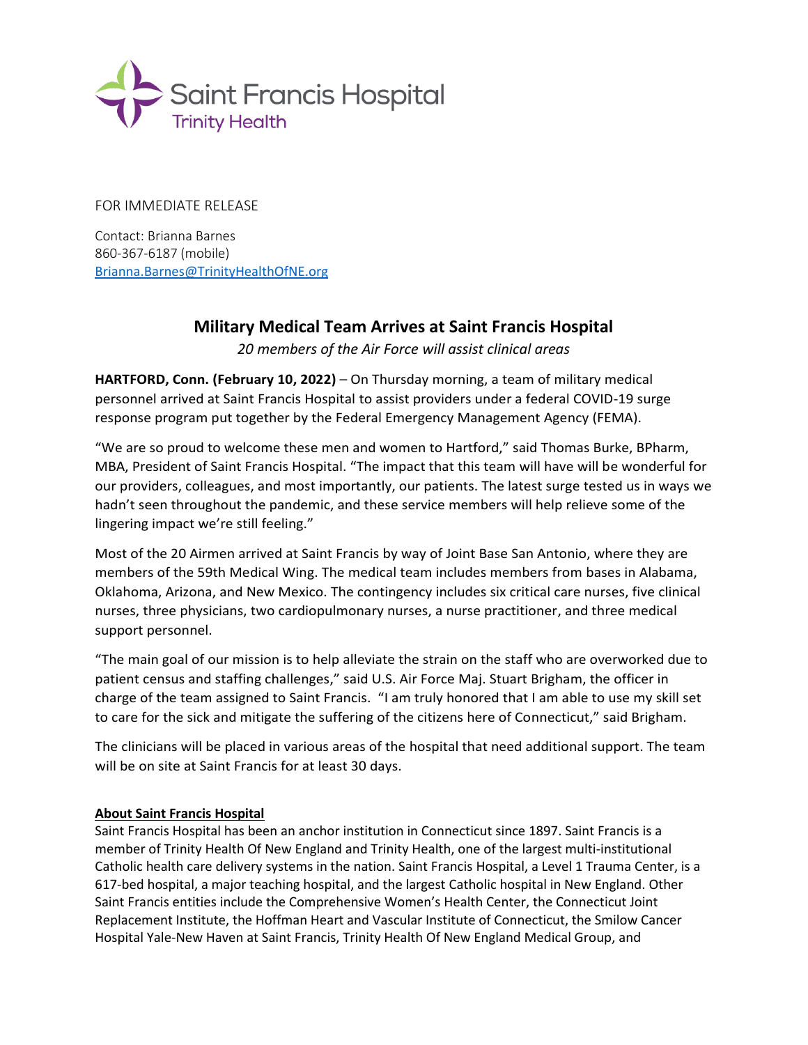Saint Francis Hospital
Trinity Health

FOR IMMEDIATE RELEASE

Contact: Brianna Barnes
860-367-6187 (mobile)
Brianna.Barnes@TrinityHealthOfNE.org

# Military Medical Team Arrives at Saint Francis Hospital

*20 members of the Air Force will assist clinical areas*

**HARTFORD, Conn. (February 10, 2022)** – On Thursday morning, a team of military medical personnel arrived at Saint Francis Hospital to assist providers under a federal COVID-19 surge response program put together by the Federal Emergency Management Agency (FEMA).

"We are so proud to welcome these men and women to Hartford," said Thomas Burke, BPharm, MBA, President of Saint Francis Hospital. "The impact that this team will have will be wonderful for our providers, colleagues, and most importantly, our patients. The latest surge tested us in ways we hadn't seen throughout the pandemic, and these service members will help relieve some of the lingering impact we're still feeling."

Most of the 20 Airmen arrived at Saint Francis by way of Joint Base San Antonio, where they are members of the 59th Medical Wing. The medical team includes members from bases in Alabama, Oklahoma, Arizona, and New Mexico. The contingency includes six critical care nurses, five clinical nurses, three physicians, two cardiopulmonary nurses, a nurse practitioner, and three medical support personnel.

"The main goal of our mission is to help alleviate the strain on the staff who are overworked due to patient census and staffing challenges," said U.S. Air Force Maj. Stuart Brigham, the officer in charge of the team assigned to Saint Francis. "I am truly honored that I am able to use my skill set to care for the sick and mitigate the suffering of the citizens here of Connecticut," said Brigham.

The clinicians will be placed in various areas of the hospital that need additional support. The team will be on site at Saint Francis for at least 30 days.

## About Saint Francis Hospital

Saint Francis Hospital has been an anchor institution in Connecticut since 1897. Saint Francis is a member of Trinity Health Of New England and Trinity Health, one of the largest multi-institutional Catholic health care delivery systems in the nation. Saint Francis Hospital, a Level 1 Trauma Center, is a 617-bed hospital, a major teaching hospital, and the largest Catholic hospital in New England. Other Saint Francis entities include the Comprehensive Women's Health Center, the Connecticut Joint Replacement Institute, the Hoffman Heart and Vascular Institute of Connecticut, the Smilow Cancer Hospital Yale-New Haven at Saint Francis, Trinity Health Of New England Medical Group, and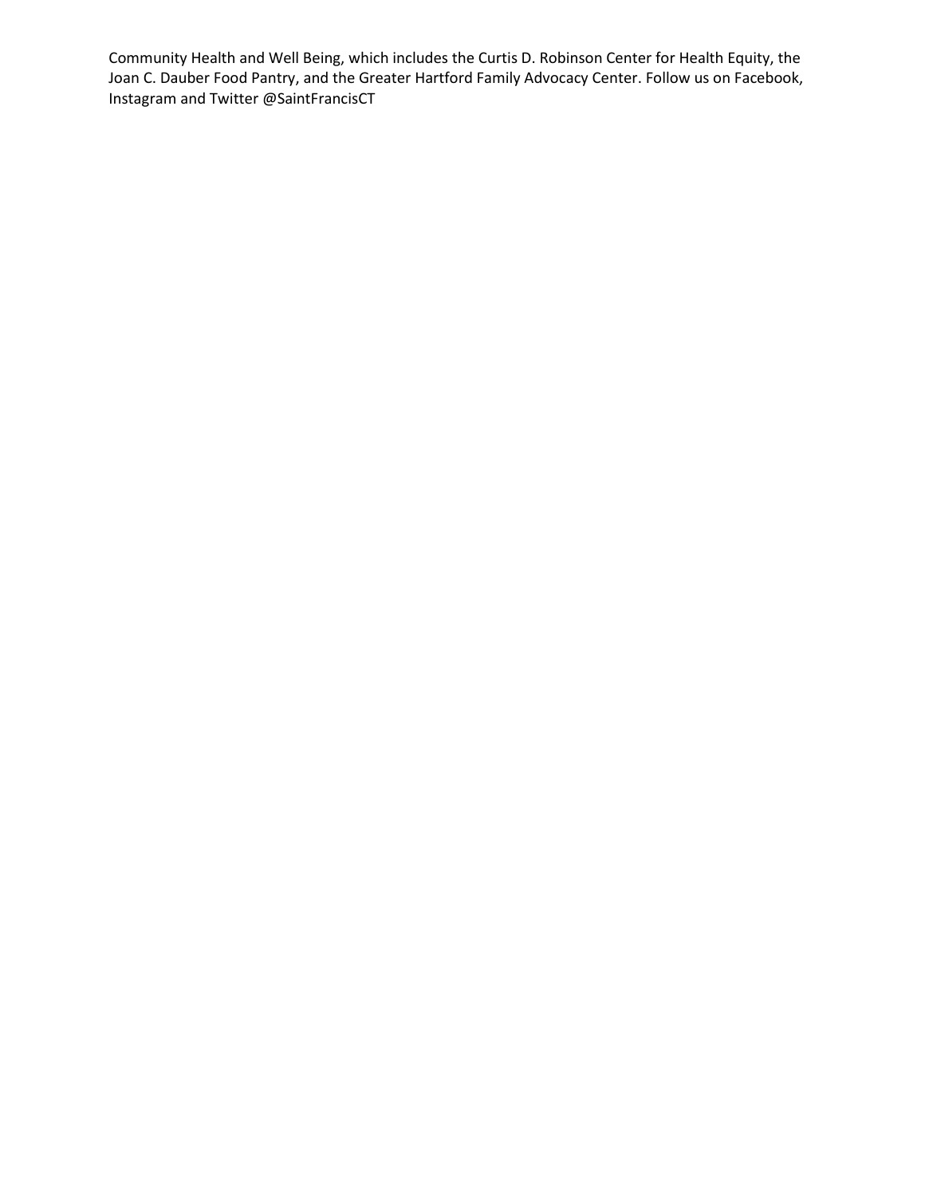Community Health and Well Being, which includes the Curtis D. Robinson Center for Health Equity, the Joan C. Dauber Food Pantry, and the Greater Hartford Family Advocacy Center. Follow us on Facebook, Instagram and Twitter @SaintFrancisCT